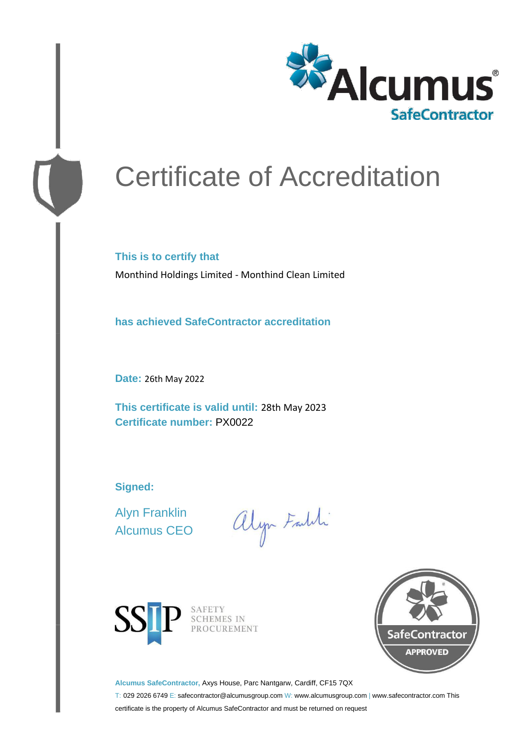# Certificate of Accreditation

**This is to certify that**

Monthind Holdings Limited - Monthind Clean Limited

**has achieved SafeContractor accreditation**

**Date:** 26th May 2022

**This certificate is valid until:** 28th May 2023
**Certificate number:** PX0022

**Signed:**

Alyn Franklin
Alcumus CEO

SSIP SAFETY SCHEMES IN PROCUREMENT

SafeContractor APPROVED

**Alcumus SafeContractor,** Axys House, Parc Nantgarw, Cardiff, CF15 7QX
T: 029 2026 6749 E: safecontractor@alcumusgroup.com W: www.alcumusgroup.com | www.safecontractor.com This certificate is the property of Alcumus SafeContractor and must be returned on request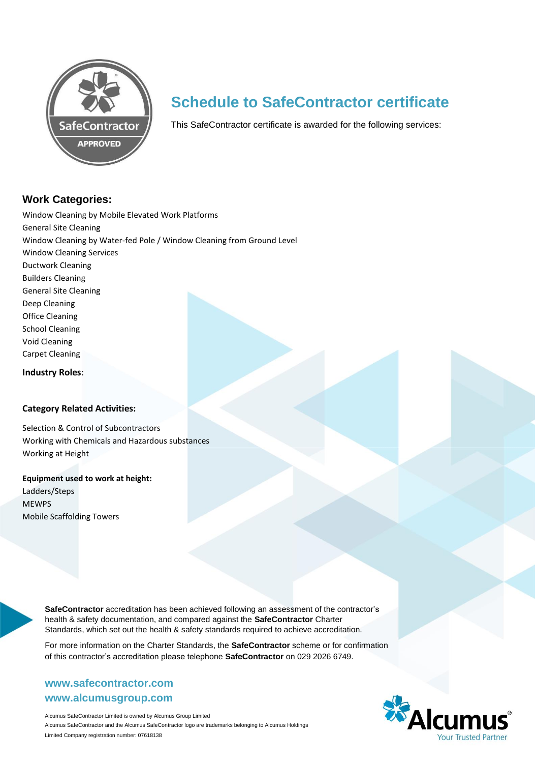# Schedule to SafeContractor certificate

This SafeContractor certificate is awarded for the following services:

## Work Categories:

Window Cleaning by Mobile Elevated Work Platforms
General Site Cleaning
Window Cleaning by Water-fed Pole / Window Cleaning from Ground Level
Window Cleaning Services
Ductwork Cleaning
Builders Cleaning
General Site Cleaning
Deep Cleaning
Office Cleaning
School Cleaning
Void Cleaning
Carpet Cleaning

**Industry Roles**:

**Category Related Activities:**

Selection & Control of Subcontractors
Working with Chemicals and Hazardous substances
Working at Height

**Equipment used to work at height:**
Ladders/Steps
MEWPS
Mobile Scaffolding Towers

**SafeContractor** accreditation has been achieved following an assessment of the contractor's health & safety documentation, and compared against the **SafeContractor** Charter Standards, which set out the health & safety standards required to achieve accreditation.

For more information on the Charter Standards, the **SafeContractor** scheme or for confirmation of this contractor's accreditation please telephone **SafeContractor** on 029 2026 6749.

**www.safecontractor.com**
**www.alcumusgroup.com**

Alcumus SafeContractor Limited is owned by Alcumus Group Limited
Alcumus SafeContractor and the Alcumus SafeContractor logo are trademarks belonging to Alcumus Holdings Limited Company registration number: 07618138

Alcumus® Your Trusted Partner